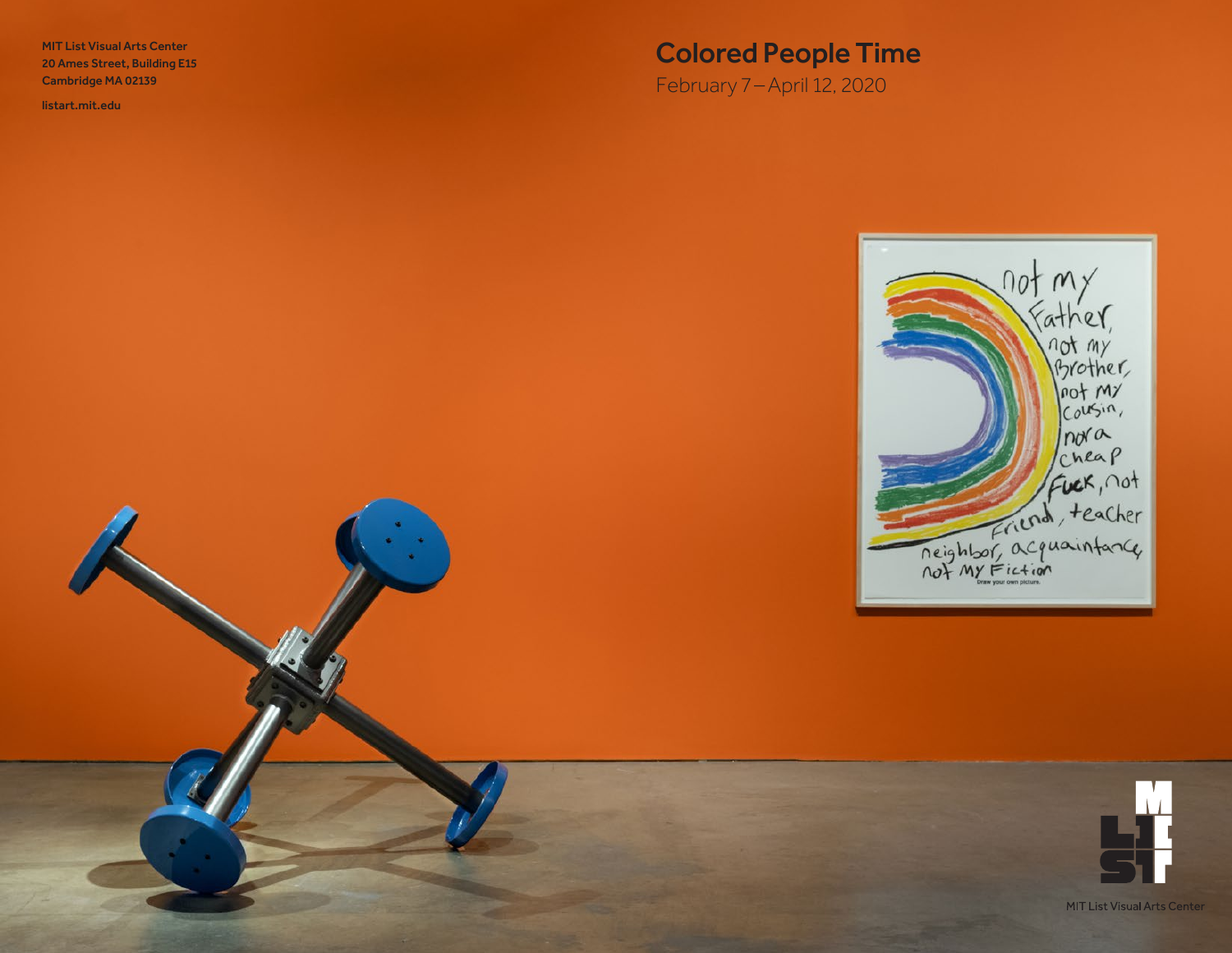MIT List Visual Arts Center
20 Ames Street, Building E15
Cambridge MA 02139

listart.mit.edu

# Colored People Time

February 7 – April 12, 2020

MIT List Visual Arts Center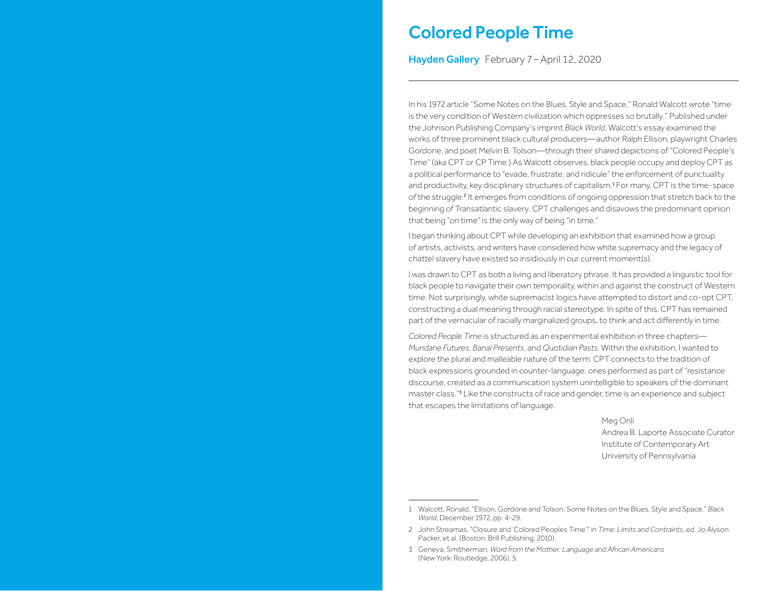# Colored People Time

**Hayden Gallery** February 7 – April 12, 2020

---

In his 1972 article "Some Notes on the Blues, Style and Space," Ronald Walcott wrote "time is the very condition of Western civilization which oppresses so brutally." Published under the Johnson Publishing Company's imprint *Black World*, Walcott's essay examined the works of three prominent black cultural producers—author Ralph Ellison, playwright Charles Gordone, and poet Melvin B. Tolson—through their shared depictions of "Colored People's Time" (aka CPT or CP Time.) As Walcott observes, black people occupy and deploy CPT as a political performance to "evade, frustrate, and ridicule" the enforcement of punctuality and productivity, key disciplinary structures of capitalism.[1] For many, CPT is the time-space of the struggle.[2] It emerges from conditions of ongoing oppression that stretch back to the beginning of Transatlantic slavery. CPT challenges and disavows the predominant opinion that being "on time" is the only way of being "in time."

I began thinking about CPT while developing an exhibition that examined how a group of artists, activists, and writers have considered how white supremacy and the legacy of chattel slavery have existed so insidiously in our current moment(s).

I was drawn to CPT as both a living and liberatory phrase. It has provided a linguistic tool for black people to navigate their own temporality, within and against the construct of Western time. Not surprisingly, white supremacist logics have attempted to distort and co-opt CPT, constructing a dual meaning through racial stereotype. In spite of this, CPT has remained part of the vernacular of racially marginalized groups, to think and act differently in time.

*Colored People Time* is structured as an experimental exhibition in three chapters—*Mundane Futures*, *Banal Presents*, and *Quotidian Pasts*. Within the exhibition, I wanted to explore the plural and malleable nature of the term. CPT connects to the tradition of black expressions grounded in counter-language, ones performed as part of "resistance discourse, created as a communication system unintelligible to speakers of the dominant master class."[3] Like the constructs of race and gender, time is an experience and subject that escapes the limitations of language.

Meg Onli
Andrea B. Laporte Associate Curator
Institute of Contemporary Art
University of Pennsylvania

---

1 Walcott, Ronald, "Ellison, Gordone and Tolson: Some Notes on the Blues, Style and Space." *Black World*, December 1972, pp. 4-29.

2 John Streamas, "Closure and 'Colored Peoples Time'" in *Time: Limits and Contraints*, ed. Jo Alyson Packer, et al. (Boston: Brill Publishing, 2010).

3 Geneva, Smitherman, *Word from the Mother: Language and African Americans* (New York: Routledge, 2006), 5.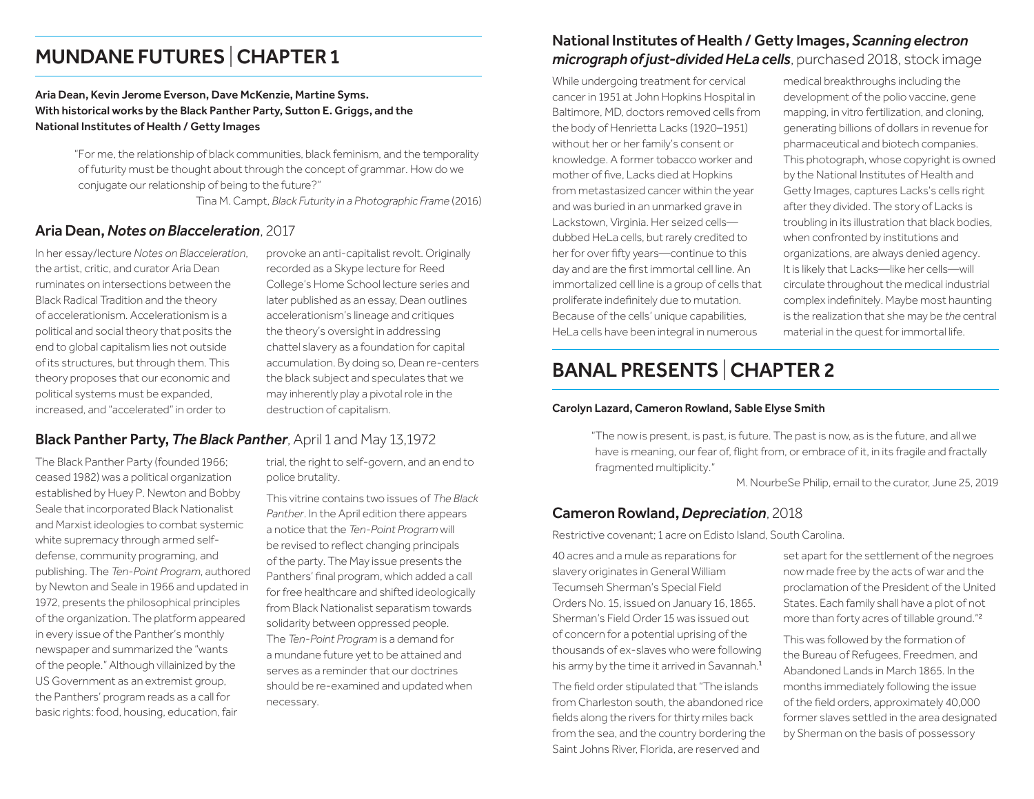# MUNDANE FUTURES | CHAPTER 1

**Aria Dean, Kevin Jerome Everson, Dave McKenzie, Martine Syms. With historical works by the Black Panther Party, Sutton E. Griggs, and the National Institutes of Health / Getty Images**

> "For me, the relationship of black communities, black feminism, and the temporality of futurity must be thought about through the concept of grammar. How do we conjugate our relationship of being to the future?"
>
> Tina M. Campt, *Black Futurity in a Photographic Frame* (2016)

## Aria Dean, *Notes on Blacceleration*, 2017

In her essay/lecture *Notes on Blacceleration*, the artist, critic, and curator Aria Dean ruminates on intersections between the Black Radical Tradition and the theory of accelerationism. Accelerationism is a political and social theory that posits the end to global capitalism lies not outside of its structures, but through them. This theory proposes that our economic and political systems must be expanded, increased, and "accelerated" in order to provoke an anti-capitalist revolt. Originally recorded as a Skype lecture for Reed College's Home School lecture series and later published as an essay, Dean outlines accelerationism's lineage and critiques the theory's oversight in addressing chattel slavery as a foundation for capital accumulation. By doing so, Dean re-centers the black subject and speculates that we may inherently play a pivotal role in the destruction of capitalism.

## Black Panther Party, *The Black Panther*, April 1 and May 13,1972

The Black Panther Party (founded 1966; ceased 1982) was a political organization established by Huey P. Newton and Bobby Seale that incorporated Black Nationalist and Marxist ideologies to combat systemic white supremacy through armed self-defense, community programing, and publishing. The *Ten-Point Program*, authored by Newton and Seale in 1966 and updated in 1972, presents the philosophical principles of the organization. The platform appeared in every issue of the Panther's monthly newspaper and summarized the "wants of the people." Although villainized by the US Government as an extremist group, the Panthers' program reads as a call for basic rights: food, housing, education, fair trial, the right to self-govern, and an end to police brutality.

This vitrine contains two issues of *The Black Panther*. In the April edition there appears a notice that the *Ten-Point Program* will be revised to reflect changing principals of the party. The May issue presents the Panthers' final program, which added a call for free healthcare and shifted ideologically from Black Nationalist separatism towards solidarity between oppressed people. The *Ten-Point Program* is a demand for a mundane future yet to be attained and serves as a reminder that our doctrines should be re-examined and updated when necessary.

## National Institutes of Health / Getty Images, *Scanning electron micrograph of just-divided HeLa cells*, purchased 2018, stock image

While undergoing treatment for cervical cancer in 1951 at John Hopkins Hospital in Baltimore, MD, doctors removed cells from the body of Henrietta Lacks (1920–1951) without her or her family's consent or knowledge. A former tobacco worker and mother of five, Lacks died at Hopkins from metastasized cancer within the year and was buried in an unmarked grave in Lackstown, Virginia. Her seized cells—dubbed HeLa cells, but rarely credited to her for over fifty years—continue to this day and are the first immortal cell line. An immortalized cell line is a group of cells that proliferate indefinitely due to mutation. Because of the cells' unique capabilities, HeLa cells have been integral in numerous medical breakthroughs including the development of the polio vaccine, gene mapping, in vitro fertilization, and cloning, generating billions of dollars in revenue for pharmaceutical and biotech companies. This photograph, whose copyright is owned by the National Institutes of Health and Getty Images, captures Lacks's cells right after they divided. The story of Lacks is troubling in its illustration that black bodies, when confronted by institutions and organizations, are always denied agency. It is likely that Lacks—like her cells—will circulate throughout the medical industrial complex indefinitely. Maybe most haunting is the realization that she may be *the* central material in the quest for immortal life.

# BANAL PRESENTS | CHAPTER 2

**Carolyn Lazard, Cameron Rowland, Sable Elyse Smith**

> "The now is present, is past, is future. The past is now, as is the future, and all we have is meaning, our fear of, flight from, or embrace of it, in its fragile and fractally fragmented multiplicity."
>
> M. NourbeSe Philip, email to the curator, June 25, 2019

## Cameron Rowland, *Depreciation*, 2018

Restrictive covenant; 1 acre on Edisto Island, South Carolina.

40 acres and a mule as reparations for slavery originates in General William Tecumseh Sherman's Special Field Orders No. 15, issued on January 16, 1865. Sherman's Field Order 15 was issued out of concern for a potential uprising of the thousands of ex-slaves who were following his army by the time it arrived in Savannah.[1]

The field order stipulated that "The islands from Charleston south, the abandoned rice fields along the rivers for thirty miles back from the sea, and the country bordering the Saint Johns River, Florida, are reserved and set apart for the settlement of the negroes now made free by the acts of war and the proclamation of the President of the United States. Each family shall have a plot of not more than forty acres of tillable ground."[2]

This was followed by the formation of the Bureau of Refugees, Freedmen, and Abandoned Lands in March 1865. In the months immediately following the issue of the field orders, approximately 40,000 former slaves settled in the area designated by Sherman on the basis of possessory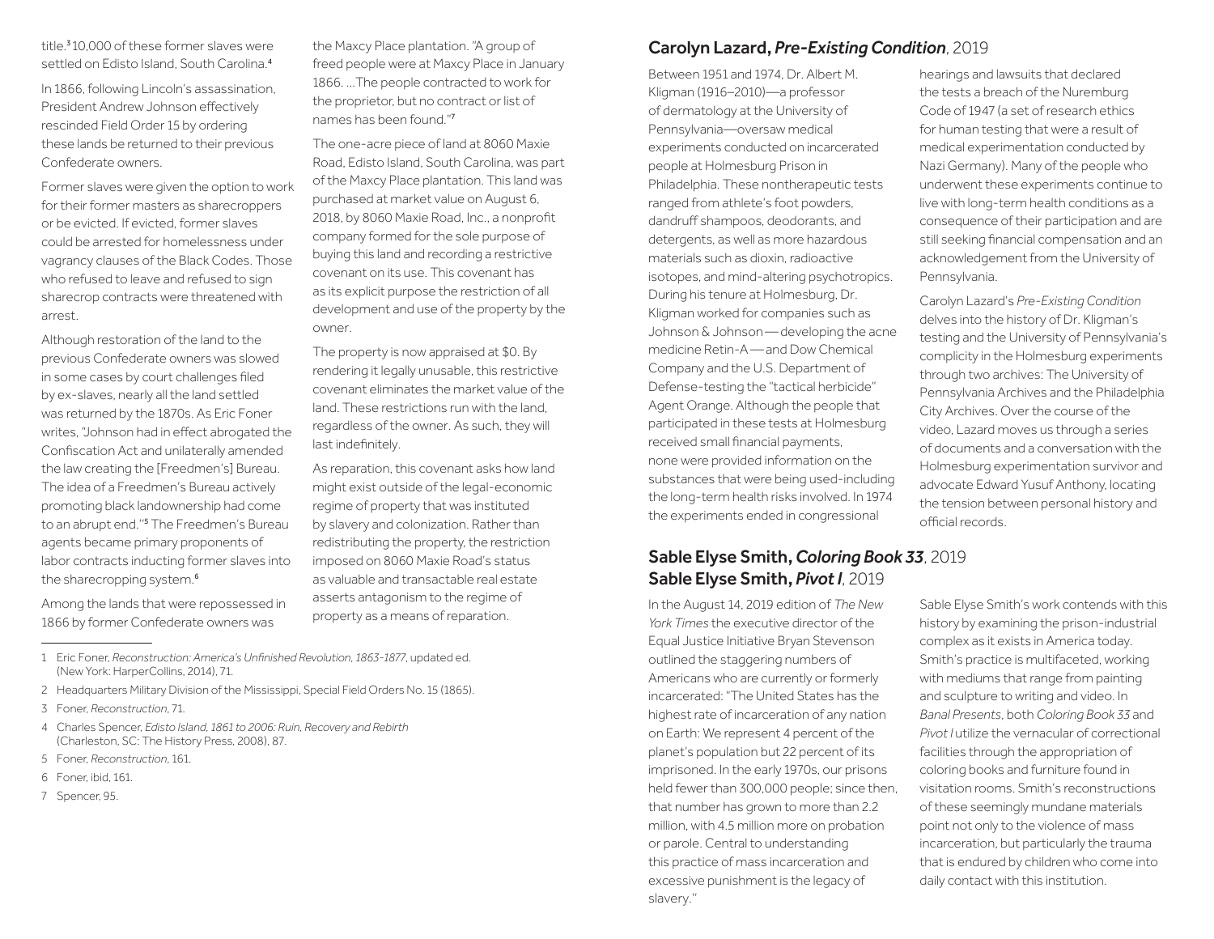title.[3] 10,000 of these former slaves were settled on Edisto Island, South Carolina.[4]

In 1866, following Lincoln's assassination, President Andrew Johnson effectively rescinded Field Order 15 by ordering these lands be returned to their previous Confederate owners.

Former slaves were given the option to work for their former masters as sharecroppers or be evicted. If evicted, former slaves could be arrested for homelessness under vagrancy clauses of the Black Codes. Those who refused to leave and refused to sign sharecrop contracts were threatened with arrest.

Although restoration of the land to the previous Confederate owners was slowed in some cases by court challenges filed by ex-slaves, nearly all the land settled was returned by the 1870s. As Eric Foner writes, "Johnson had in effect abrogated the Confiscation Act and unilaterally amended the law creating the [Freedmen's] Bureau. The idea of a Freedmen's Bureau actively promoting black landownership had come to an abrupt end."[5] The Freedmen's Bureau agents became primary proponents of labor contracts inducting former slaves into the sharecropping system.[6]

Among the lands that were repossessed in 1866 by former Confederate owners was the Maxcy Place plantation. "A group of freed people were at Maxcy Place in January 1866. ...The people contracted to work for the proprietor, but no contract or list of names has been found."[7]

The one-acre piece of land at 8060 Maxie Road, Edisto Island, South Carolina, was part of the Maxcy Place plantation. This land was purchased at market value on August 6, 2018, by 8060 Maxie Road, Inc., a nonprofit company formed for the sole purpose of buying this land and recording a restrictive covenant on its use. This covenant has as its explicit purpose the restriction of all development and use of the property by the owner.

The property is now appraised at $0. By rendering it legally unusable, this restrictive covenant eliminates the market value of the land. These restrictions run with the land, regardless of the owner. As such, they will last indefinitely.

As reparation, this covenant asks how land might exist outside of the legal-economic regime of property that was instituted by slavery and colonization. Rather than redistributing the property, the restriction imposed on 8060 Maxie Road's status as valuable and transactable real estate asserts antagonism to the regime of property as a means of reparation.

1 Eric Foner, *Reconstruction: America's Unfinished Revolution, 1863-1877*, updated ed. (New York: HarperCollins, 2014), 71.

2 Headquarters Military Division of the Mississippi, Special Field Orders No. 15 (1865).

3 Foner, *Reconstruction*, 71.

4 Charles Spencer, *Edisto Island, 1861 to 2006: Ruin, Recovery and Rebirth* (Charleston, SC: The History Press, 2008), 87.

5 Foner, *Reconstruction*, 161.

6 Foner, ibid, 161.

7 Spencer, 95.

## Carolyn Lazard, *Pre-Existing Condition*, 2019

Between 1951 and 1974, Dr. Albert M. Kligman (1916–2010)—a professor of dermatology at the University of Pennsylvania—oversaw medical experiments conducted on incarcerated people at Holmesburg Prison in Philadelphia. These nontherapeutic tests ranged from athlete's foot powders, dandruff shampoos, deodorants, and detergents, as well as more hazardous materials such as dioxin, radioactive isotopes, and mind-altering psychotropics. During his tenure at Holmesburg, Dr. Kligman worked for companies such as Johnson & Johnson — developing the acne medicine Retin-A — and Dow Chemical Company and the U.S. Department of Defense-testing the "tactical herbicide" Agent Orange. Although the people that participated in these tests at Holmesburg received small financial payments, none were provided information on the substances that were being used-including the long-term health risks involved. In 1974 the experiments ended in congressional hearings and lawsuits that declared the tests a breach of the Nuremburg Code of 1947 (a set of research ethics for human testing that were a result of medical experimentation conducted by Nazi Germany). Many of the people who underwent these experiments continue to live with long-term health conditions as a consequence of their participation and are still seeking financial compensation and an acknowledgement from the University of Pennsylvania.

Carolyn Lazard's *Pre-Existing Condition* delves into the history of Dr. Kligman's testing and the University of Pennsylvania's complicity in the Holmesburg experiments through two archives: The University of Pennsylvania Archives and the Philadelphia City Archives. Over the course of the video, Lazard moves us through a series of documents and a conversation with the Holmesburg experimentation survivor and advocate Edward Yusuf Anthony, locating the tension between personal history and official records.

## Sable Elyse Smith, *Coloring Book 33*, 2019
## Sable Elyse Smith, *Pivot I*, 2019

In the August 14, 2019 edition of *The New York Times* the executive director of the Equal Justice Initiative Bryan Stevenson outlined the staggering numbers of Americans who are currently or formerly incarcerated: "The United States has the highest rate of incarceration of any nation on Earth: We represent 4 percent of the planet's population but 22 percent of its imprisoned. In the early 1970s, our prisons held fewer than 300,000 people; since then, that number has grown to more than 2.2 million, with 4.5 million more on probation or parole. Central to understanding this practice of mass incarceration and excessive punishment is the legacy of slavery."

Sable Elyse Smith's work contends with this history by examining the prison-industrial complex as it exists in America today. Smith's practice is multifaceted, working with mediums that range from painting and sculpture to writing and video. In *Banal Presents*, both *Coloring Book 33* and *Pivot I* utilize the vernacular of correctional facilities through the appropriation of coloring books and furniture found in visitation rooms. Smith's reconstructions of these seemingly mundane materials point not only to the violence of mass incarceration, but particularly the trauma that is endured by children who come into daily contact with this institution.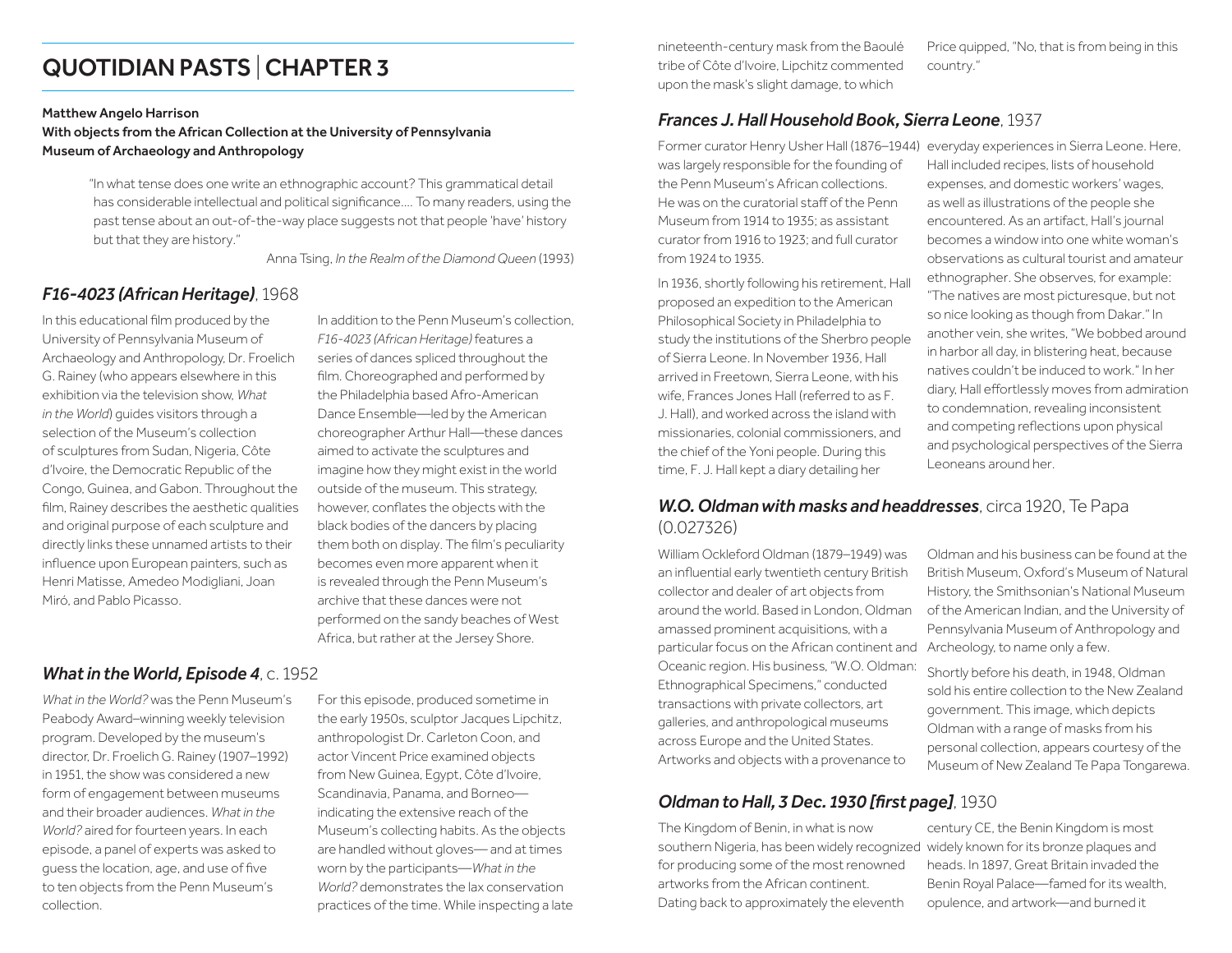# QUOTIDIAN PASTS | CHAPTER 3

**Matthew Angelo Harrison**
**With objects from the African Collection at the University of Pennsylvania Museum of Archaeology and Anthropology**

> "In what tense does one write an ethnographic account? This grammatical detail has considerable intellectual and political significance.... To many readers, using the past tense about an out-of-the-way place suggests not that people 'have' history but that they are history."
>
> Anna Tsing, *In the Realm of the Diamond Queen* (1993)

## *F16-4023 (African Heritage)*, 1968

In this educational film produced by the University of Pennsylvania Museum of Archaeology and Anthropology, Dr. Froelich G. Rainey (who appears elsewhere in this exhibition via the television show, *What in the World*) guides visitors through a selection of the Museum's collection of sculptures from Sudan, Nigeria, Côte d'Ivoire, the Democratic Republic of the Congo, Guinea, and Gabon. Throughout the film, Rainey describes the aesthetic qualities and original purpose of each sculpture and directly links these unnamed artists to their influence upon European painters, such as Henri Matisse, Amedeo Modigliani, Joan Miró, and Pablo Picasso.

In addition to the Penn Museum's collection, *F16-4023 (African Heritage)* features a series of dances spliced throughout the film. Choreographed and performed by the Philadelphia based Afro-American Dance Ensemble—led by the American choreographer Arthur Hall—these dances aimed to activate the sculptures and imagine how they might exist in the world outside of the museum. This strategy, however, conflates the objects with the black bodies of the dancers by placing them both on display. The film's peculiarity becomes even more apparent when it is revealed through the Penn Museum's archive that these dances were not performed on the sandy beaches of West Africa, but rather at the Jersey Shore.

## *What in the World, Episode 4*, c. 1952

*What in the World?* was the Penn Museum's Peabody Award–winning weekly television program. Developed by the museum's director, Dr. Froelich G. Rainey (1907–1992) in 1951, the show was considered a new form of engagement between museums and their broader audiences. *What in the World?* aired for fourteen years. In each episode, a panel of experts was asked to guess the location, age, and use of five to ten objects from the Penn Museum's collection.

For this episode, produced sometime in the early 1950s, sculptor Jacques Lipchitz, anthropologist Dr. Carleton Coon, and actor Vincent Price examined objects from New Guinea, Egypt, Côte d'Ivoire, Scandinavia, Panama, and Borneo—indicating the extensive reach of the Museum's collecting habits. As the objects are handled without gloves— and at times worn by the participants—*What in the World?* demonstrates the lax conservation practices of the time. While inspecting a late nineteenth-century mask from the Baoulé tribe of Côte d'Ivoire, Lipchitz commented upon the mask's slight damage, to which Price quipped, "No, that is from being in this country."

## *Frances J. Hall Household Book, Sierra Leone*, 1937

Former curator Henry Usher Hall (1876–1944) was largely responsible for the founding of the Penn Museum's African collections. He was on the curatorial staff of the Penn Museum from 1914 to 1935; as assistant curator from 1916 to 1923; and full curator from 1924 to 1935.

In 1936, shortly following his retirement, Hall proposed an expedition to the American Philosophical Society in Philadelphia to study the institutions of the Sherbro people of Sierra Leone. In November 1936, Hall arrived in Freetown, Sierra Leone, with his wife, Frances Jones Hall (referred to as F. J. Hall), and worked across the island with missionaries, colonial commissioners, and the chief of the Yoni people. During this time, F. J. Hall kept a diary detailing her everyday experiences in Sierra Leone. Here, Hall included recipes, lists of household expenses, and domestic workers' wages, as well as illustrations of the people she encountered. As an artifact, Hall's journal becomes a window into one white woman's observations as cultural tourist and amateur ethnographer. She observes, for example: "The natives are most picturesque, but not so nice looking as though from Dakar." In another vein, she writes, "We bobbed around in harbor all day, in blistering heat, because natives couldn't be induced to work." In her diary, Hall effortlessly moves from admiration to condemnation, revealing inconsistent and competing reflections upon physical and psychological perspectives of the Sierra Leoneans around her.

## *W.O. Oldman with masks and headdresses*, circa 1920, Te Papa (0.027326)

William Ockleford Oldman (1879–1949) was an influential early twentieth century British collector and dealer of art objects from around the world. Based in London, Oldman amassed prominent acquisitions, with a particular focus on the African continent and Oceanic region. His business, "W.O. Oldman: Ethnographical Specimens," conducted transactions with private collectors, art galleries, and anthropological museums across Europe and the United States. Artworks and objects with a provenance to Oldman and his business can be found at the British Museum, Oxford's Museum of Natural History, the Smithsonian's National Museum of the American Indian, and the University of Pennsylvania Museum of Anthropology and Archeology, to name only a few.

Shortly before his death, in 1948, Oldman sold his entire collection to the New Zealand government. This image, which depicts Oldman with a range of masks from his personal collection, appears courtesy of the Museum of New Zealand Te Papa Tongarewa.

## *Oldman to Hall, 3 Dec. 1930 [first page]*, 1930

The Kingdom of Benin, in what is now southern Nigeria, has been widely recognized for producing some of the most renowned artworks from the African continent. Dating back to approximately the eleventh century CE, the Benin Kingdom is most widely known for its bronze plaques and heads. In 1897, Great Britain invaded the Benin Royal Palace—famed for its wealth, opulence, and artwork—and burned it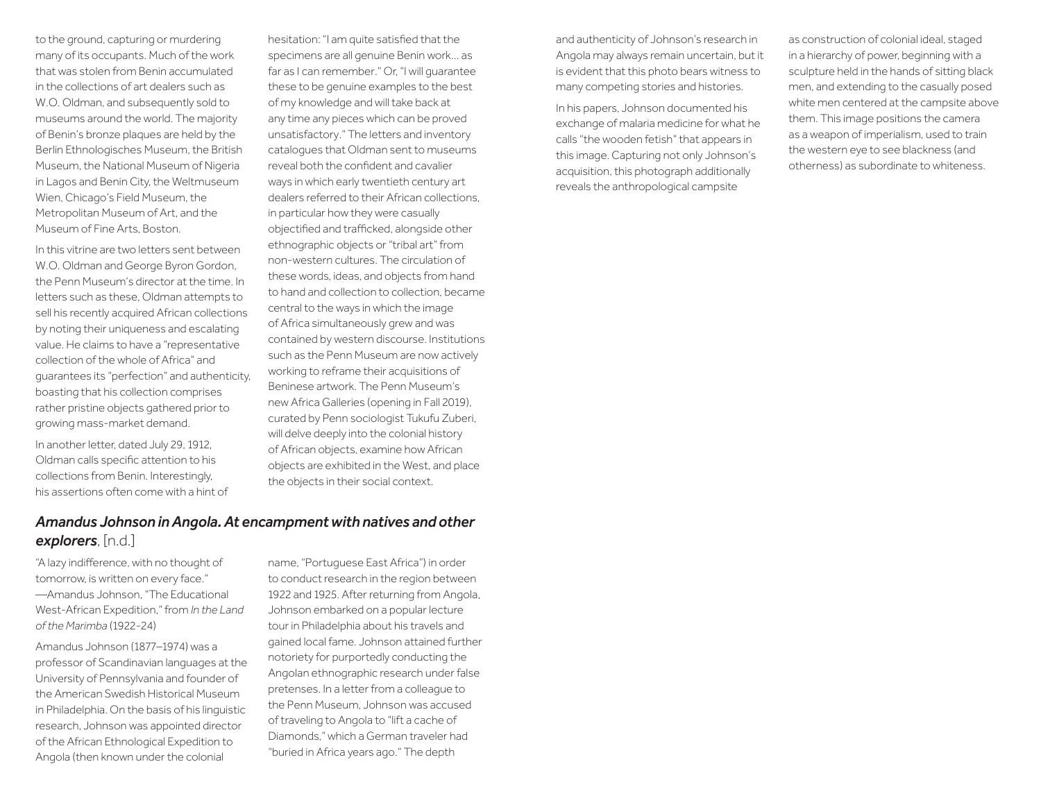to the ground, capturing or murdering many of its occupants. Much of the work that was stolen from Benin accumulated in the collections of art dealers such as W.O. Oldman, and subsequently sold to museums around the world. The majority of Benin's bronze plaques are held by the Berlin Ethnologisches Museum, the British Museum, the National Museum of Nigeria in Lagos and Benin City, the Weltmuseum Wien, Chicago's Field Museum, the Metropolitan Museum of Art, and the Museum of Fine Arts, Boston.

In this vitrine are two letters sent between W.O. Oldman and George Byron Gordon, the Penn Museum's director at the time. In letters such as these, Oldman attempts to sell his recently acquired African collections by noting their uniqueness and escalating value. He claims to have a "representative collection of the whole of Africa" and guarantees its "perfection" and authenticity, boasting that his collection comprises rather pristine objects gathered prior to growing mass-market demand.

In another letter, dated July 29, 1912, Oldman calls specific attention to his collections from Benin. Interestingly, his assertions often come with a hint of hesitation: "I am quite satisfied that the specimens are all genuine Benin work... as far as I can remember." Or, "I will guarantee these to be genuine examples to the best of my knowledge and will take back at any time any pieces which can be proved unsatisfactory." The letters and inventory catalogues that Oldman sent to museums reveal both the confident and cavalier ways in which early twentieth century art dealers referred to their African collections, in particular how they were casually objectified and trafficked, alongside other ethnographic objects or "tribal art" from non-western cultures. The circulation of these words, ideas, and objects from hand to hand and collection to collection, became central to the ways in which the image of Africa simultaneously grew and was contained by western discourse. Institutions such as the Penn Museum are now actively working to reframe their acquisitions of Beninese artwork. The Penn Museum's new Africa Galleries (opening in Fall 2019), curated by Penn sociologist Tukufu Zuberi, will delve deeply into the colonial history of African objects, examine how African objects are exhibited in the West, and place the objects in their social context.

## ***Amandus Johnson in Angola. At encampment with natives and other explorers***, [n.d.]

"A lazy indifference, with no thought of tomorrow, is written on every face."
—Amandus Johnson, "The Educational West-African Expedition," from *In the Land of the Marimba* (1922-24)

Amandus Johnson (1877–1974) was a professor of Scandinavian languages at the University of Pennsylvania and founder of the American Swedish Historical Museum in Philadelphia. On the basis of his linguistic research, Johnson was appointed director of the African Ethnological Expedition to Angola (then known under the colonial name, "Portuguese East Africa") in order to conduct research in the region between 1922 and 1925. After returning from Angola, Johnson embarked on a popular lecture tour in Philadelphia about his travels and gained local fame. Johnson attained further notoriety for purportedly conducting the Angolan ethnographic research under false pretenses. In a letter from a colleague to the Penn Museum, Johnson was accused of traveling to Angola to "lift a cache of Diamonds," which a German traveler had "buried in Africa years ago." The depth and authenticity of Johnson's research in Angola may always remain uncertain, but it is evident that this photo bears witness to many competing stories and histories.

In his papers, Johnson documented his exchange of malaria medicine for what he calls "the wooden fetish" that appears in this image. Capturing not only Johnson's acquisition, this photograph additionally reveals the anthropological campsite as construction of colonial ideal, staged in a hierarchy of power, beginning with a sculpture held in the hands of sitting black men, and extending to the casually posed white men centered at the campsite above them. This image positions the camera as a weapon of imperialism, used to train the western eye to see blackness (and otherness) as subordinate to whiteness.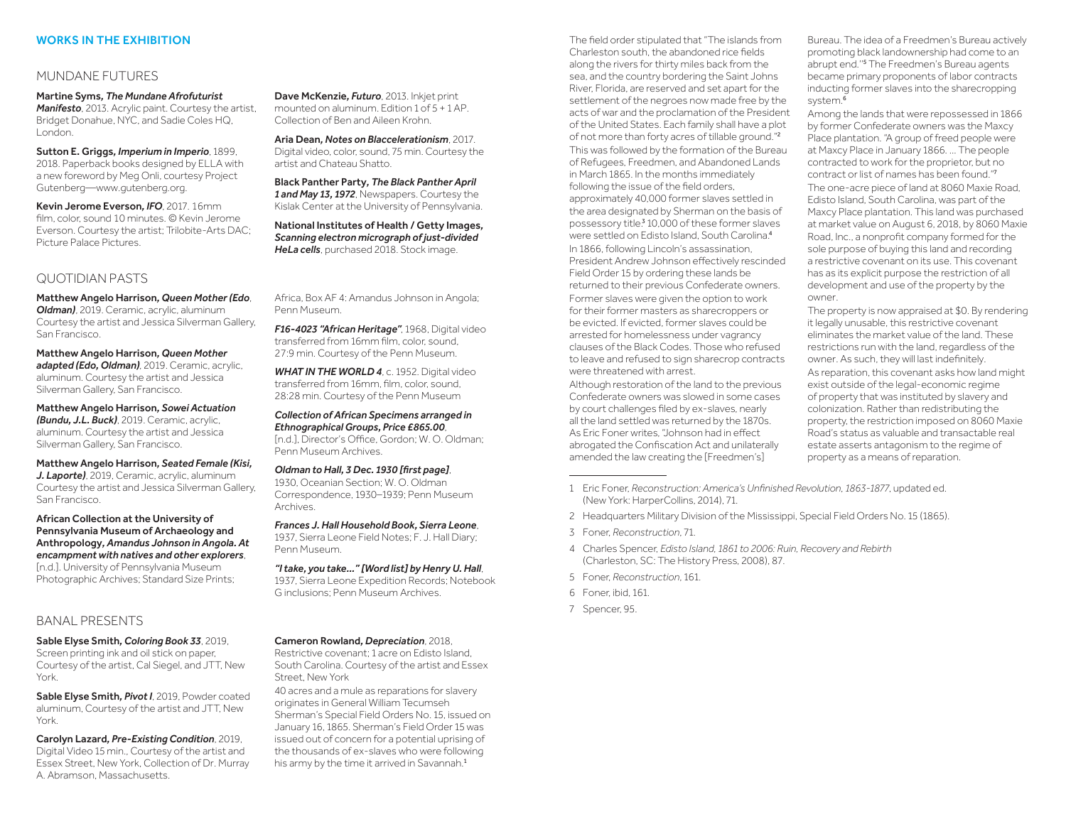## WORKS IN THE EXHIBITION

### MUNDANE FUTURES

**Martine Syms, *The Mundane Afrofuturist Manifesto***, 2013. Acrylic paint. Courtesy the artist, Bridget Donahue, NYC, and Sadie Coles HQ, London.

**Sutton E. Griggs, *Imperium in Imperio***, 1899, 2018. Paperback books designed by ELLA with a new foreword by Meg Onli, courtesy Project Gutenberg—www.gutenberg.org.

**Kevin Jerome Everson, *IFO***, 2017. 16mm film, color, sound 10 minutes. © Kevin Jerome Everson. Courtesy the artist; Trilobite-Arts DAC; Picture Palace Pictures.

**Dave McKenzie, *Futuro***, 2013. Inkjet print mounted on aluminum. Edition 1 of 5 + 1 AP. Collection of Ben and Aileen Krohn.

**Aria Dean, *Notes on Blaccelerationism***, 2017. Digital video, color, sound, 75 min. Courtesy the artist and Chateau Shatto.

**Black Panther Party, *The Black Panther April 1 and May 13, 1972***, Newspapers. Courtesy the Kislak Center at the University of Pennsylvania.

**National Institutes of Health / Getty Images, *Scanning electron micrograph of just-divided HeLa cells***, purchased 2018. Stock image.

### QUOTIDIAN PASTS

**Matthew Angelo Harrison, *Queen Mother (Edo, Oldman)***, 2019. Ceramic, acrylic, aluminum Courtesy the artist and Jessica Silverman Gallery, San Francisco.

**Matthew Angelo Harrison, *Queen Mother adapted (Edo, Oldman)***, 2019. Ceramic, acrylic, aluminum. Courtesy the artist and Jessica Silverman Gallery, San Francisco.

**Matthew Angelo Harrison, *Sowei Actuation (Bundu, J.L. Buck)***, 2019. Ceramic, acrylic, aluminum. Courtesy the artist and Jessica Silverman Gallery, San Francisco.

**Matthew Angelo Harrison, *Seated Female (Kisi, J. Laporte)***, 2019, Ceramic, acrylic, aluminum Courtesy the artist and Jessica Silverman Gallery, San Francisco.

**African Collection at the University of Pennsylvania Museum of Archaeology and Anthropology, *Amandus Johnson in Angola. At encampment with natives and other explorers***, [n.d.]. University of Pennsylvania Museum Photographic Archives; Standard Size Prints; Africa, Box AF 4: Amandus Johnson in Angola; Penn Museum.

***F16-4023 "African Heritage"***, 1968, Digital video transferred from 16mm film, color, sound, 27:9 min. Courtesy of the Penn Museum.

***WHAT IN THE WORLD 4***, c. 1952. Digital video transferred from 16mm, film, color, sound, 28:28 min. Courtesy of the Penn Museum

***Collection of African Specimens arranged in Ethnographical Groups, Price £865.00***, [n.d.], Director's Office, Gordon; W. O. Oldman; Penn Museum Archives.

***Oldman to Hall, 3 Dec. 1930 [first page]***, 1930, Oceanian Section; W. O. Oldman Correspondence, 1930–1939; Penn Museum Archives.

***Frances J. Hall Household Book, Sierra Leone***, 1937, Sierra Leone Field Notes; F. J. Hall Diary; Penn Museum.

***"I take, you take…" [Word list] by Henry U. Hall***, 1937, Sierra Leone Expedition Records; Notebook G inclusions; Penn Museum Archives.

### BANAL PRESENTS

**Sable Elyse Smith, *Coloring Book 33***, 2019, Screen printing ink and oil stick on paper, Courtesy of the artist, Cal Siegel, and JTT, New York.

**Sable Elyse Smith, *Pivot I***, 2019, Powder coated aluminum, Courtesy of the artist and JTT, New York.

**Carolyn Lazard, *Pre-Existing Condition***, 2019, Digital Video 15 min., Courtesy of the artist and Essex Street, New York, Collection of Dr. Murray A. Abramson, Massachusetts.

**Cameron Rowland, *Depreciation***, 2018, Restrictive covenant; 1 acre on Edisto Island, South Carolina. Courtesy of the artist and Essex Street, New York

40 acres and a mule as reparations for slavery originates in General William Tecumseh Sherman's Special Field Orders No. 15, issued on January 16, 1865. Sherman's Field Order 15 was issued out of concern for a potential uprising of the thousands of ex-slaves who were following his army by the time it arrived in Savannah.[1]

The field order stipulated that "The islands from Charleston south, the abandoned rice fields along the rivers for thirty miles back from the sea, and the country bordering the Saint Johns River, Florida, are reserved and set apart for the settlement of the negroes now made free by the acts of war and the proclamation of the President of the United States. Each family shall have a plot of not more than forty acres of tillable ground."[2]

This was followed by the formation of the Bureau of Refugees, Freedmen, and Abandoned Lands in March 1865. In the months immediately following the issue of the field orders, approximately 40,000 former slaves settled in the area designated by Sherman on the basis of possessory title.[3] 10,000 of these former slaves were settled on Edisto Island, South Carolina.[4]

In 1866, following Lincoln's assassination, President Andrew Johnson effectively rescinded Field Order 15 by ordering these lands be returned to their previous Confederate owners.

Former slaves were given the option to work for their former masters as sharecroppers or be evicted. If evicted, former slaves could be arrested for homelessness under vagrancy clauses of the Black Codes. Those who refused to leave and refused to sign sharecrop contracts were threatened with arrest.

Although restoration of the land to the previous Confederate owners was slowed in some cases by court challenges filed by ex-slaves, nearly all the land settled was returned by the 1870s. As Eric Foner writes, "Johnson had in effect abrogated the Confiscation Act and unilaterally amended the law creating the [Freedmen's] Bureau. The idea of a Freedmen's Bureau actively promoting black landownership had come to an abrupt end."[5] The Freedmen's Bureau agents became primary proponents of labor contracts inducting former slaves into the sharecropping system.[6]

Among the lands that were repossessed in 1866 by former Confederate owners was the Maxcy Place plantation. "A group of freed people were at Maxcy Place in January 1866. … The people contracted to work for the proprietor, but no contract or list of names has been found."[7]

The one-acre piece of land at 8060 Maxie Road, Edisto Island, South Carolina, was part of the Maxcy Place plantation. This land was purchased at market value on August 6, 2018, by 8060 Maxie Road, Inc., a nonprofit company formed for the sole purpose of buying this land and recording a restrictive covenant on its use. This covenant has as its explicit purpose the restriction of all development and use of the property by the owner.

The property is now appraised at $0. By rendering it legally unusable, this restrictive covenant eliminates the market value of the land. These restrictions run with the land, regardless of the owner. As such, they will last indefinitely.

As reparation, this covenant asks how land might exist outside of the legal-economic regime of property that was instituted by slavery and colonization. Rather than redistributing the property, the restriction imposed on 8060 Maxie Road's status as valuable and transactable real estate asserts antagonism to the regime of property as a means of reparation.

---

1 Eric Foner, *Reconstruction: America's Unfinished Revolution, 1863-1877*, updated ed. (New York: HarperCollins, 2014), 71.

2 Headquarters Military Division of the Mississippi, Special Field Orders No. 15 (1865).

3 Foner, *Reconstruction*, 71.

4 Charles Spencer, *Edisto Island, 1861 to 2006: Ruin, Recovery and Rebirth* (Charleston, SC: The History Press, 2008), 87.

5 Foner, *Reconstruction*, 161.

6 Foner, ibid, 161.

7 Spencer, 95.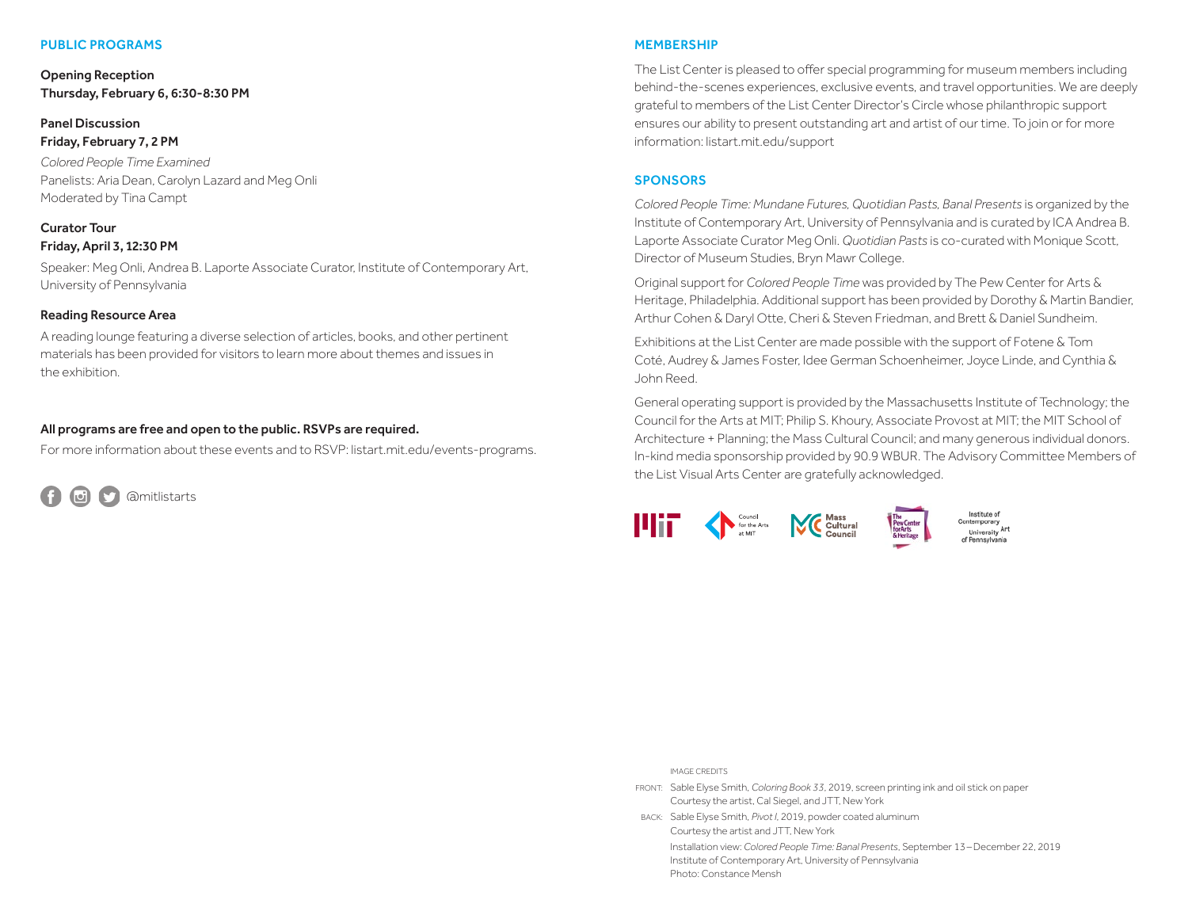## PUBLIC PROGRAMS

**Opening Reception**
**Thursday, February 6, 6:30-8:30 PM**

**Panel Discussion**
**Friday, February 7, 2 PM**

*Colored People Time Examined*
Panelists: Aria Dean, Carolyn Lazard and Meg Onli
Moderated by Tina Campt

**Curator Tour**
**Friday, April 3, 12:30 PM**

Speaker: Meg Onli, Andrea B. Laporte Associate Curator, Institute of Contemporary Art, University of Pennsylvania

**Reading Resource Area**

A reading lounge featuring a diverse selection of articles, books, and other pertinent materials has been provided for visitors to learn more about themes and issues in the exhibition.

**All programs are free and open to the public. RSVPs are required.**

For more information about these events and to RSVP: listart.mit.edu/events-programs.

@mitlistarts

## MEMBERSHIP

The List Center is pleased to offer special programming for museum members including behind-the-scenes experiences, exclusive events, and travel opportunities. We are deeply grateful to members of the List Center Director's Circle whose philanthropic support ensures our ability to present outstanding art and artist of our time. To join or for more information: listart.mit.edu/support

## SPONSORS

*Colored People Time: Mundane Futures, Quotidian Pasts, Banal Presents* is organized by the Institute of Contemporary Art, University of Pennsylvania and is curated by ICA Andrea B. Laporte Associate Curator Meg Onli. *Quotidian Pasts* is co-curated with Monique Scott, Director of Museum Studies, Bryn Mawr College.

Original support for *Colored People Time* was provided by The Pew Center for Arts & Heritage, Philadelphia. Additional support has been provided by Dorothy & Martin Bandier, Arthur Cohen & Daryl Otte, Cheri & Steven Friedman, and Brett & Daniel Sundheim.

Exhibitions at the List Center are made possible with the support of Fotene & Tom Coté, Audrey & James Foster, Idee German Schoenheimer, Joyce Linde, and Cynthia & John Reed.

General operating support is provided by the Massachusetts Institute of Technology; the Council for the Arts at MIT; Philip S. Khoury, Associate Provost at MIT; the MIT School of Architecture + Planning; the Mass Cultural Council; and many generous individual donors. In-kind media sponsorship provided by 90.9 WBUR. The Advisory Committee Members of the List Visual Arts Center are gratefully acknowledged.

IMAGE CREDITS

FRONT: Sable Elyse Smith, *Coloring Book 33*, 2019, screen printing ink and oil stick on paper
Courtesy the artist, Cal Siegel, and JTT, New York

BACK: Sable Elyse Smith, *Pivot I*, 2019, powder coated aluminum
Courtesy the artist and JTT, New York

Installation view: *Colored People Time: Banal Presents*, September 13 – December 22, 2019
Institute of Contemporary Art, University of Pennsylvania
Photo: Constance Mensh